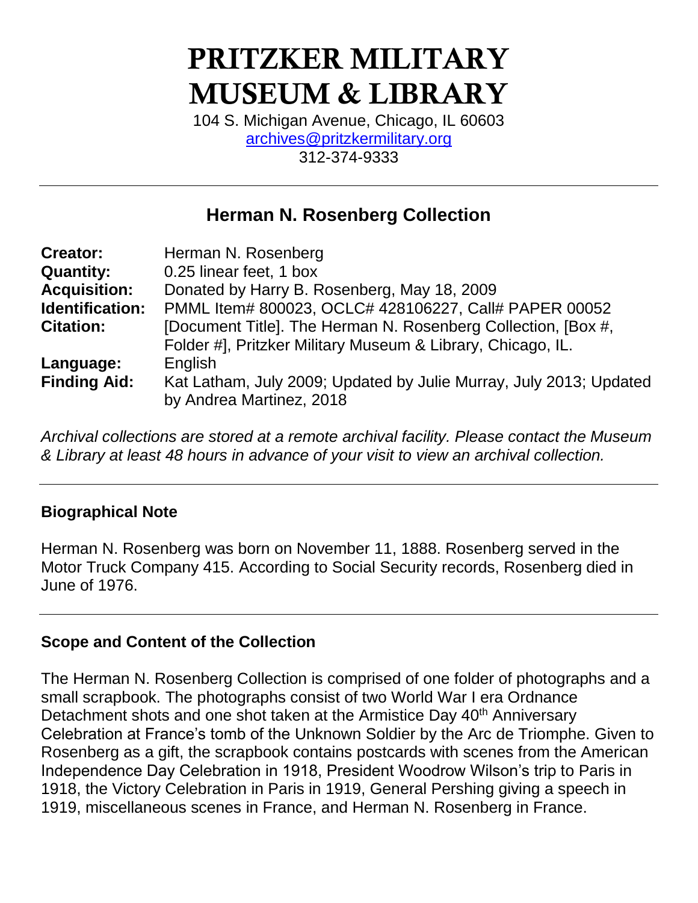# PRITZKER MILITARY MUSEUM & LIBRARY

104 S. Michigan Avenue, Chicago, IL 60603
archives@pritzkermilitary.org
312-374-9333

---

## Herman N. Rosenberg Collection

| | |
|---|---|
| **Creator:** | Herman N. Rosenberg |
| **Quantity:** | 0.25 linear feet, 1 box |
| **Acquisition:** | Donated by Harry B. Rosenberg, May 18, 2009 |
| **Identification:** | PMML Item# 800023, OCLC# 428106227, Call# PAPER 00052 |
| **Citation:** | [Document Title]. The Herman N. Rosenberg Collection, [Box #, Folder #], Pritzker Military Museum & Library, Chicago, IL. |
| **Language:** | English |
| **Finding Aid:** | Kat Latham, July 2009; Updated by Julie Murray, July 2013; Updated by Andrea Martinez, 2018 |

*Archival collections are stored at a remote archival facility. Please contact the Museum & Library at least 48 hours in advance of your visit to view an archival collection.*

---

### Biographical Note

Herman N. Rosenberg was born on November 11, 1888. Rosenberg served in the Motor Truck Company 415. According to Social Security records, Rosenberg died in June of 1976.

---

### Scope and Content of the Collection

The Herman N. Rosenberg Collection is comprised of one folder of photographs and a small scrapbook. The photographs consist of two World War I era Ordnance Detachment shots and one shot taken at the Armistice Day 40th Anniversary Celebration at France's tomb of the Unknown Soldier by the Arc de Triomphe. Given to Rosenberg as a gift, the scrapbook contains postcards with scenes from the American Independence Day Celebration in 1918, President Woodrow Wilson's trip to Paris in 1918, the Victory Celebration in Paris in 1919, General Pershing giving a speech in 1919, miscellaneous scenes in France, and Herman N. Rosenberg in France.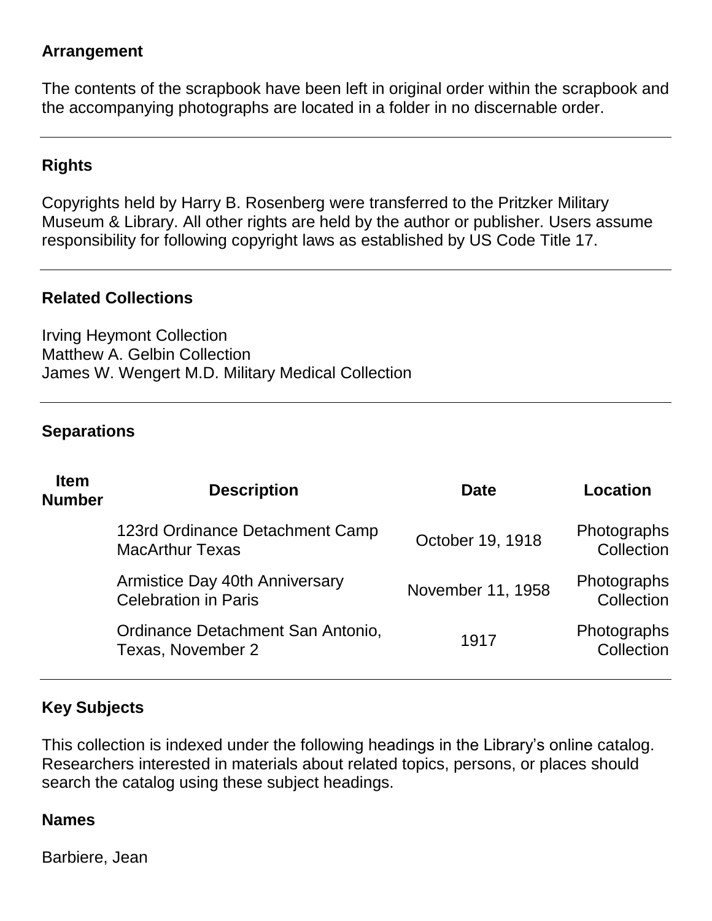## Arrangement

The contents of the scrapbook have been left in original order within the scrapbook and the accompanying photographs are located in a folder in no discernable order.

## Rights

Copyrights held by Harry B. Rosenberg were transferred to the Pritzker Military Museum & Library. All other rights are held by the author or publisher. Users assume responsibility for following copyright laws as established by US Code Title 17.

## Related Collections

Irving Heymont Collection
Matthew A. Gelbin Collection
James W. Wengert M.D. Military Medical Collection

## Separations

| Item Number | Description | Date | Location |
|---|---|---|---|
| | 123rd Ordinance Detachment Camp MacArthur Texas | October 19, 1918 | Photographs Collection |
| | Armistice Day 40th Anniversary Celebration in Paris | November 11, 1958 | Photographs Collection |
| | Ordinance Detachment San Antonio, Texas, November 2 | 1917 | Photographs Collection |

## Key Subjects

This collection is indexed under the following headings in the Library's online catalog. Researchers interested in materials about related topics, persons, or places should search the catalog using these subject headings.

### Names

Barbiere, Jean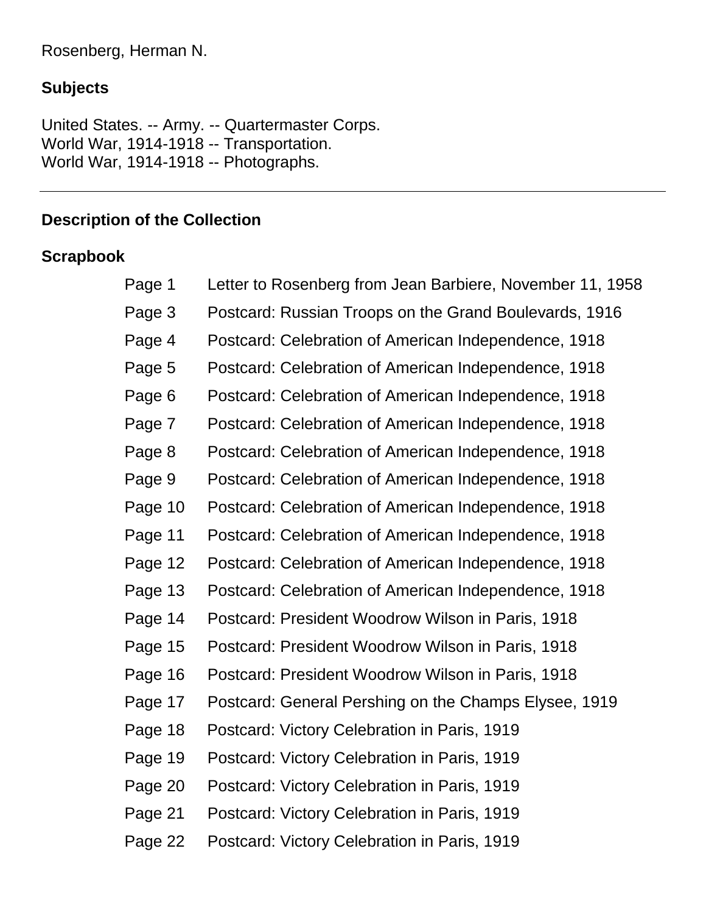Rosenberg, Herman N.

## Subjects

United States. -- Army. -- Quartermaster Corps.
World War, 1914-1918 -- Transportation.
World War, 1914-1918 -- Photographs.

---

## Description of the Collection

### Scrapbook

| | |
|---|---|
| Page 1 | Letter to Rosenberg from Jean Barbiere, November 11, 1958 |
| Page 3 | Postcard: Russian Troops on the Grand Boulevards, 1916 |
| Page 4 | Postcard: Celebration of American Independence, 1918 |
| Page 5 | Postcard: Celebration of American Independence, 1918 |
| Page 6 | Postcard: Celebration of American Independence, 1918 |
| Page 7 | Postcard: Celebration of American Independence, 1918 |
| Page 8 | Postcard: Celebration of American Independence, 1918 |
| Page 9 | Postcard: Celebration of American Independence, 1918 |
| Page 10 | Postcard: Celebration of American Independence, 1918 |
| Page 11 | Postcard: Celebration of American Independence, 1918 |
| Page 12 | Postcard: Celebration of American Independence, 1918 |
| Page 13 | Postcard: Celebration of American Independence, 1918 |
| Page 14 | Postcard: President Woodrow Wilson in Paris, 1918 |
| Page 15 | Postcard: President Woodrow Wilson in Paris, 1918 |
| Page 16 | Postcard: President Woodrow Wilson in Paris, 1918 |
| Page 17 | Postcard: General Pershing on the Champs Elysee, 1919 |
| Page 18 | Postcard: Victory Celebration in Paris, 1919 |
| Page 19 | Postcard: Victory Celebration in Paris, 1919 |
| Page 20 | Postcard: Victory Celebration in Paris, 1919 |
| Page 21 | Postcard: Victory Celebration in Paris, 1919 |
| Page 22 | Postcard: Victory Celebration in Paris, 1919 |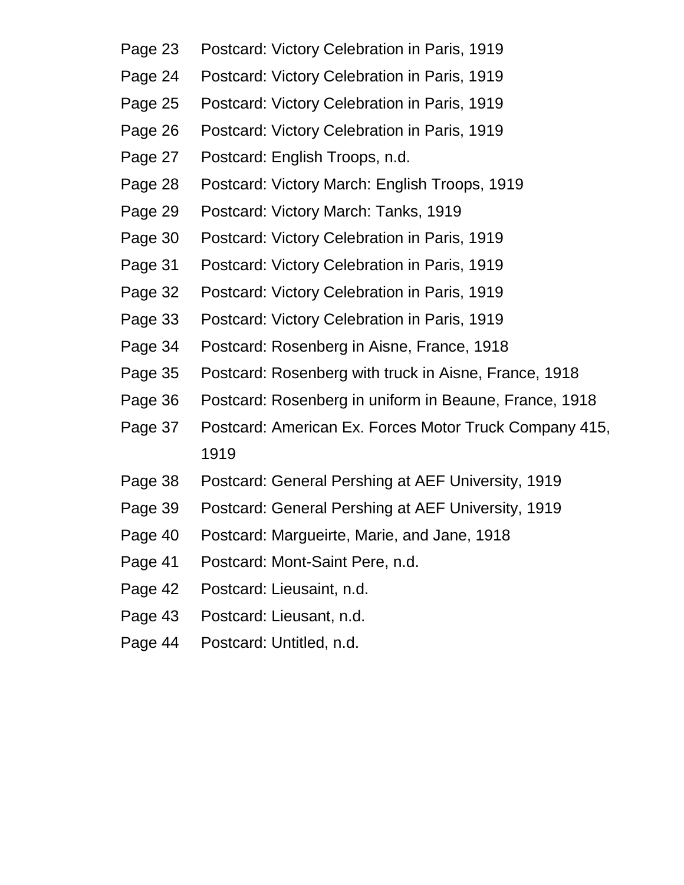Page 23 Postcard: Victory Celebration in Paris, 1919

Page 24 Postcard: Victory Celebration in Paris, 1919

Page 25 Postcard: Victory Celebration in Paris, 1919

Page 26 Postcard: Victory Celebration in Paris, 1919

Page 27 Postcard: English Troops, n.d.

Page 28 Postcard: Victory March: English Troops, 1919

Page 29 Postcard: Victory March: Tanks, 1919

Page 30 Postcard: Victory Celebration in Paris, 1919

Page 31 Postcard: Victory Celebration in Paris, 1919

Page 32 Postcard: Victory Celebration in Paris, 1919

Page 33 Postcard: Victory Celebration in Paris, 1919

Page 34 Postcard: Rosenberg in Aisne, France, 1918

Page 35 Postcard: Rosenberg with truck in Aisne, France, 1918

Page 36 Postcard: Rosenberg in uniform in Beaune, France, 1918

Page 37 Postcard: American Ex. Forces Motor Truck Company 415, 1919

Page 38 Postcard: General Pershing at AEF University, 1919

Page 39 Postcard: General Pershing at AEF University, 1919

Page 40 Postcard: Margueirte, Marie, and Jane, 1918

Page 41 Postcard: Mont-Saint Pere, n.d.

Page 42 Postcard: Lieusaint, n.d.

Page 43 Postcard: Lieusant, n.d.

Page 44 Postcard: Untitled, n.d.